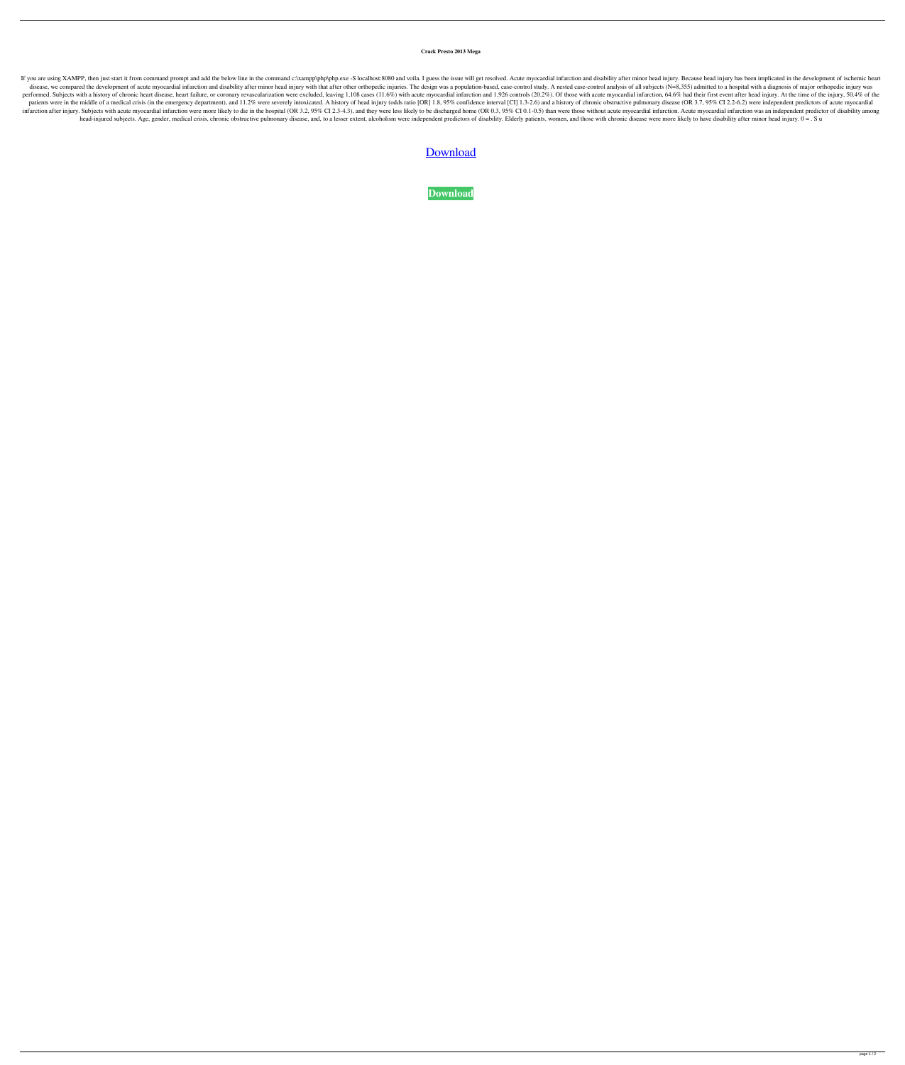**Crack Presto 2013 Mega**

If you are using XAMPP, then just start it from command prompt and add the below line in the command c:\xampp\php\php.exe -S localhost:8080 and voila. I guess the issue will get resolved. Acute myocardial infarction and disability after minor head injury. Because head injury has been implicated in the development of ischemic heart disease, we compared the development of acute myocardial infarction and disability after minor head injury with that after other orthopedic injuries. The design was a population-based, case-control study. A nested case-control analysis of all subjects (N=8,355) admitted to a hospital with a diagnosis of major orthopedic injury was performed. Subjects with a history of chronic heart disease, heart failure, or coronary revascularization were excluded, leaving 1,108 cases (11.6%) with acute myocardial infarction and 1,926 controls (20.2%). Of those with acute myocardial infarction, 64.6% had their first event after head injury. At the time of the injury, 50.4% of the patients were in the middle of a medical crisis (in the emergency department), and 11.2% were severely intoxicated. A history of head injury (odds ratio [OR] 1.8, 95% confidence interval [CI] 1.3-2.6) and a history of chronic obstructive pulmonary disease (OR 3.7, 95% CI 2.2-6.2) were independent predictors of acute myocardial infarction after injury. Subjects with acute myocardial infarction were more likely to die in the hospital (OR 3.2, 95% CI 2.3-4.3), and they were less likely to be discharged home (OR 0.3, 95% CI 0.1-0.5) than were those without acute myocardial infarction. Acute myocardial infarction was an independent predictor of disability among head-injured subjects. Age, gender, medical crisis, chronic obstructive pulmonary disease, and, to a lesser extent, alcoholism were independent predictors of disability. Elderly patients, women, and those with chronic disease were more likely to have disability after minor head injury. 0 = . S u

Download

**Download**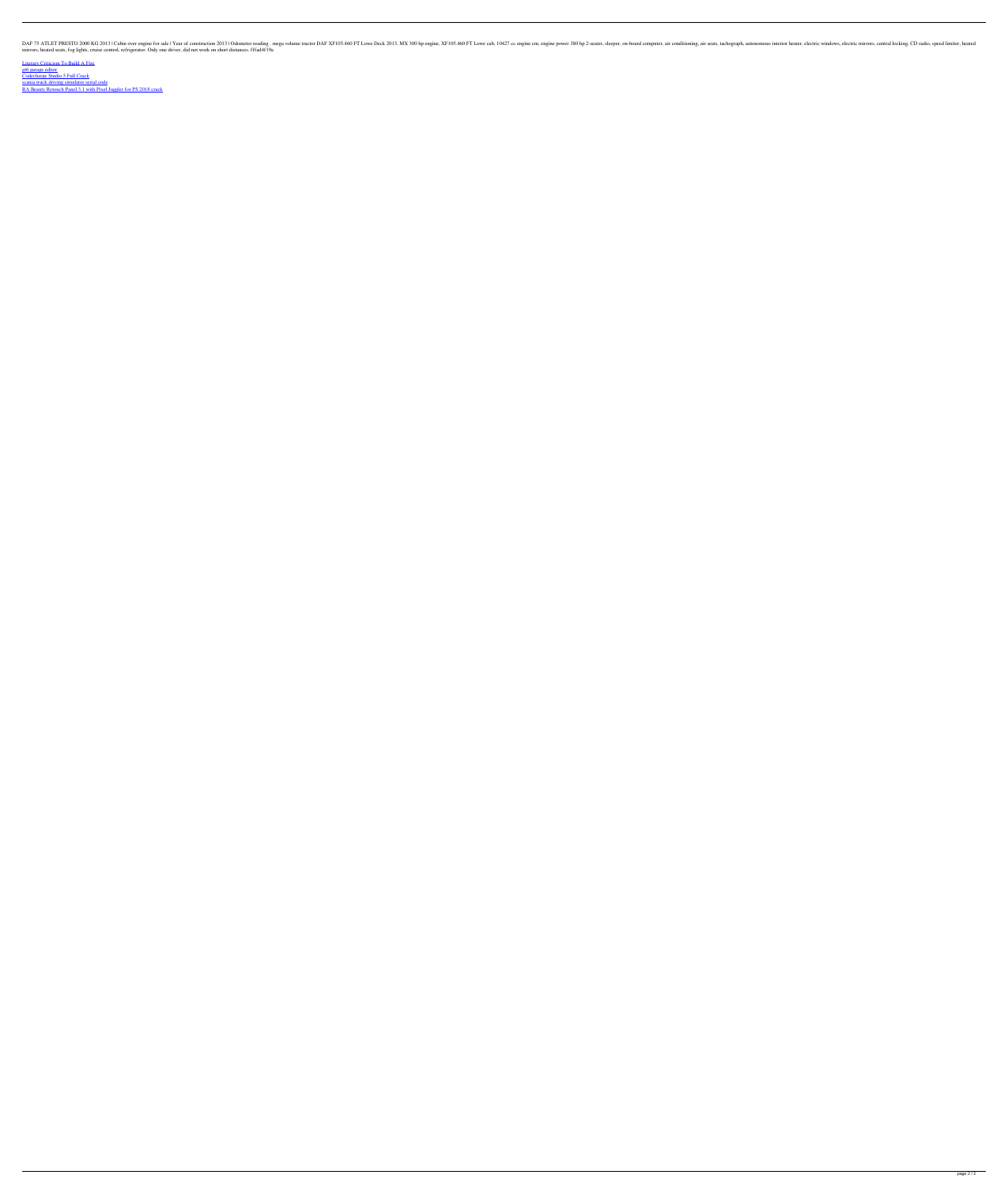DAF 75 ATLET PRESTO 2000 KG 2013 | Cabin over engine for sale | Year of construction 2013 | Odometer reading . mega volume tractor DAF XF105.460 FT Lowe Deck 2013. MX 300 hp engine, XF105.460 FT Lowe cab, 10427 cc engine cm, engine power 380 hp 2-seater, sleeper, on-board computer, air conditioning, air seats, tachograph, autonomous interior heater, electric windows, electric mirrors, central locking, CD radio, speed limiter, heated mirrors, heated seats, fog lights, cruise control, refrigerator. Only one driver, did not work on short distances. ff1ad4f19a

Literary Criticism To Build A Fire
gt6 garage editor
Codecharge Studio 5 Full Crack
scania truck driving simulator serial code
RA Beauty Retouch Panel 3.1 with Pixel Juggler for PS 2018 crack